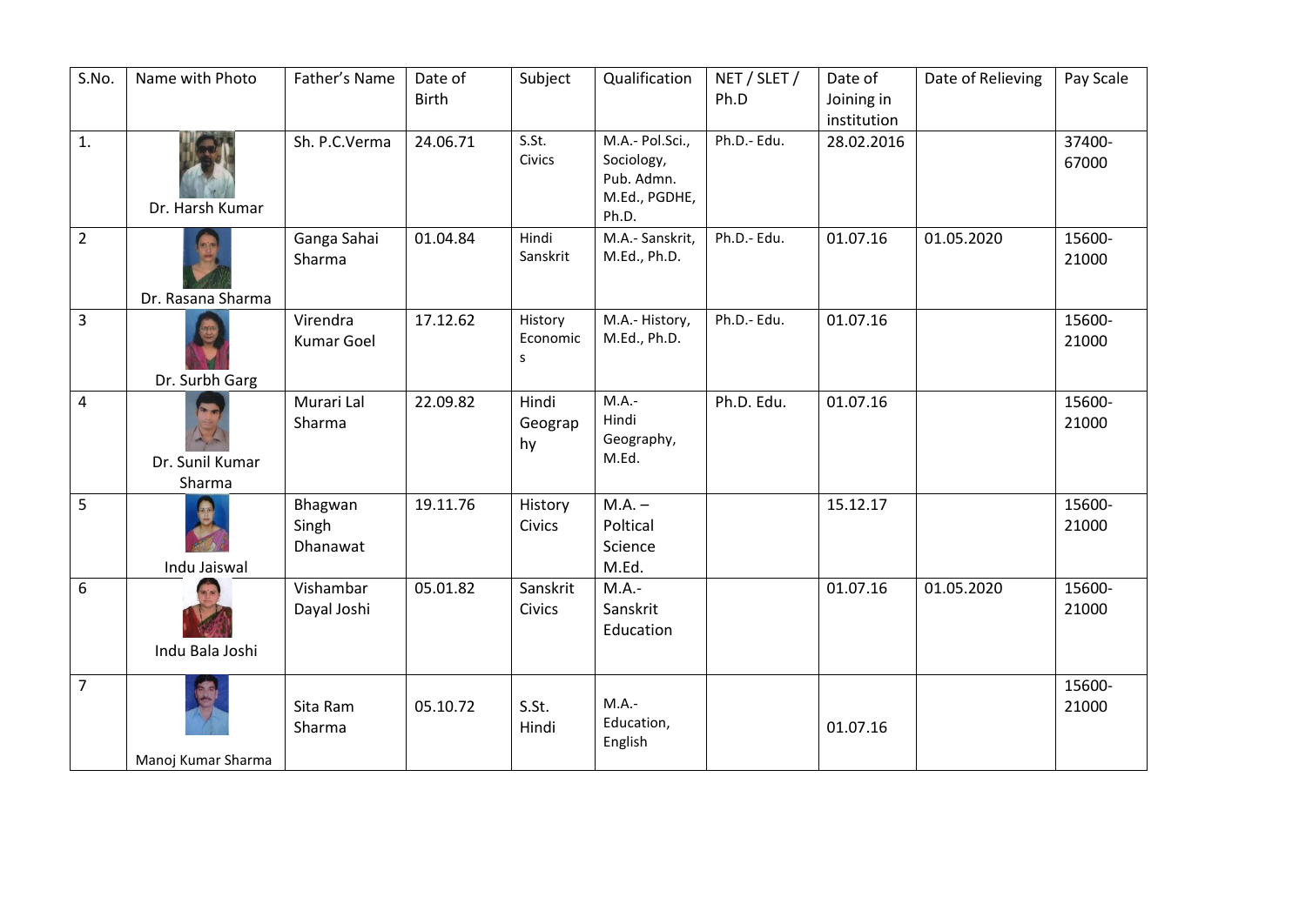| S.No. | Name with Photo | Father's Name | Date of Birth | Subject | Qualification | NET / SLET / Ph.D | Date of Joining in institution | Date of Relieving | Pay Scale |
|---|---|---|---|---|---|---|---|---|---|
| 1. | Dr. Harsh Kumar | Sh. P.C.Verma | 24.06.71 | S.St. Civics | M.A.- Pol.Sci., Sociology, Pub. Admn. M.Ed., PGDHE, Ph.D. | Ph.D.- Edu. | 28.02.2016 | | 37400-67000 |
| 2 | Dr. Rasana Sharma | Ganga Sahai Sharma | 01.04.84 | Hindi Sanskrit | M.A.- Sanskrit, M.Ed., Ph.D. | Ph.D.- Edu. | 01.07.16 | 01.05.2020 | 15600-21000 |
| 3 | Dr. Surbh Garg | Virendra Kumar Goel | 17.12.62 | History Economics | M.A.- History, M.Ed., Ph.D. | Ph.D.- Edu. | 01.07.16 | | 15600-21000 |
| 4 | Dr. Sunil Kumar Sharma | Murari Lal Sharma | 22.09.82 | Hindi Geography | M.A.- Hindi Geography, M.Ed. | Ph.D. Edu. | 01.07.16 | | 15600-21000 |
| 5 | Indu Jaiswal | Bhagwan Singh Dhanawat | 19.11.76 | History Civics | M.A. – Poltical Science M.Ed. | | 15.12.17 | | 15600-21000 |
| 6 | Indu Bala Joshi | Vishambar Dayal Joshi | 05.01.82 | Sanskrit Civics | M.A.- Sanskrit Education | | 01.07.16 | 01.05.2020 | 15600-21000 |
| 7 | Manoj Kumar Sharma | Sita Ram Sharma | 05.10.72 | S.St. Hindi | M.A.- Education, English | | 01.07.16 | | 15600-21000 |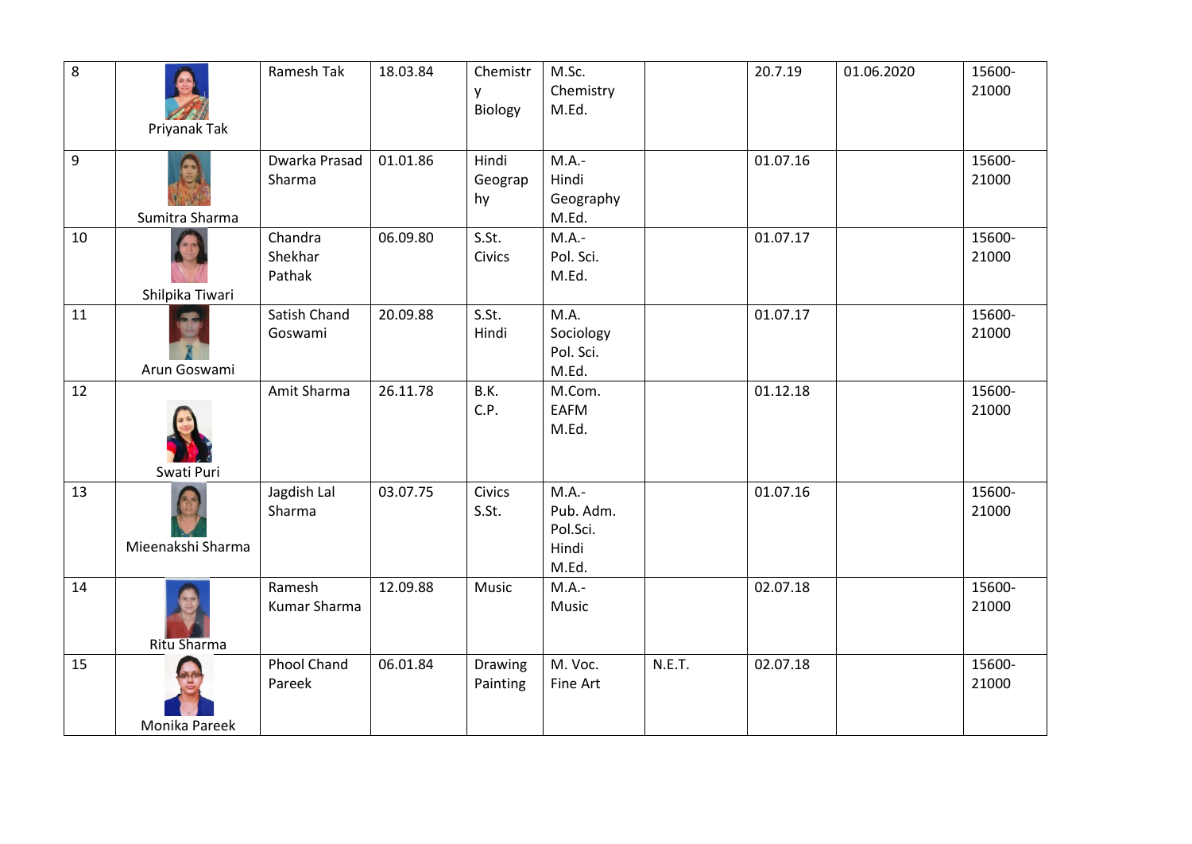| 8 | Priyanak Tak | Ramesh Tak | 18.03.84 | Chemistry Biology | M.Sc. Chemistry M.Ed. | | 20.7.19 | 01.06.2020 | 15600-21000 |
|---|---|---|---|---|---|---|---|---|---|
| 9 | Sumitra Sharma | Dwarka Prasad Sharma | 01.01.86 | Hindi Geography | M.A.- Hindi Geography M.Ed. | | 01.07.16 | | 15600-21000 |
| 10 | Shilpika Tiwari | Chandra Shekhar Pathak | 06.09.80 | S.St. Civics | M.A.- Pol. Sci. M.Ed. | | 01.07.17 | | 15600-21000 |
| 11 | Arun Goswami | Satish Chand Goswami | 20.09.88 | S.St. Hindi | M.A. Sociology Pol. Sci. M.Ed. | | 01.07.17 | | 15600-21000 |
| 12 | Swati Puri | Amit Sharma | 26.11.78 | B.K. C.P. | M.Com. EAFM M.Ed. | | 01.12.18 | | 15600-21000 |
| 13 | Mieenakshi Sharma | Jagdish Lal Sharma | 03.07.75 | Civics S.St. | M.A.- Pub. Adm. Pol.Sci. Hindi M.Ed. | | 01.07.16 | | 15600-21000 |
| 14 | Ritu Sharma | Ramesh Kumar Sharma | 12.09.88 | Music | M.A.- Music | | 02.07.18 | | 15600-21000 |
| 15 | Monika Pareek | Phool Chand Pareek | 06.01.84 | Drawing Painting | M. Voc. Fine Art | N.E.T. | 02.07.18 | | 15600-21000 |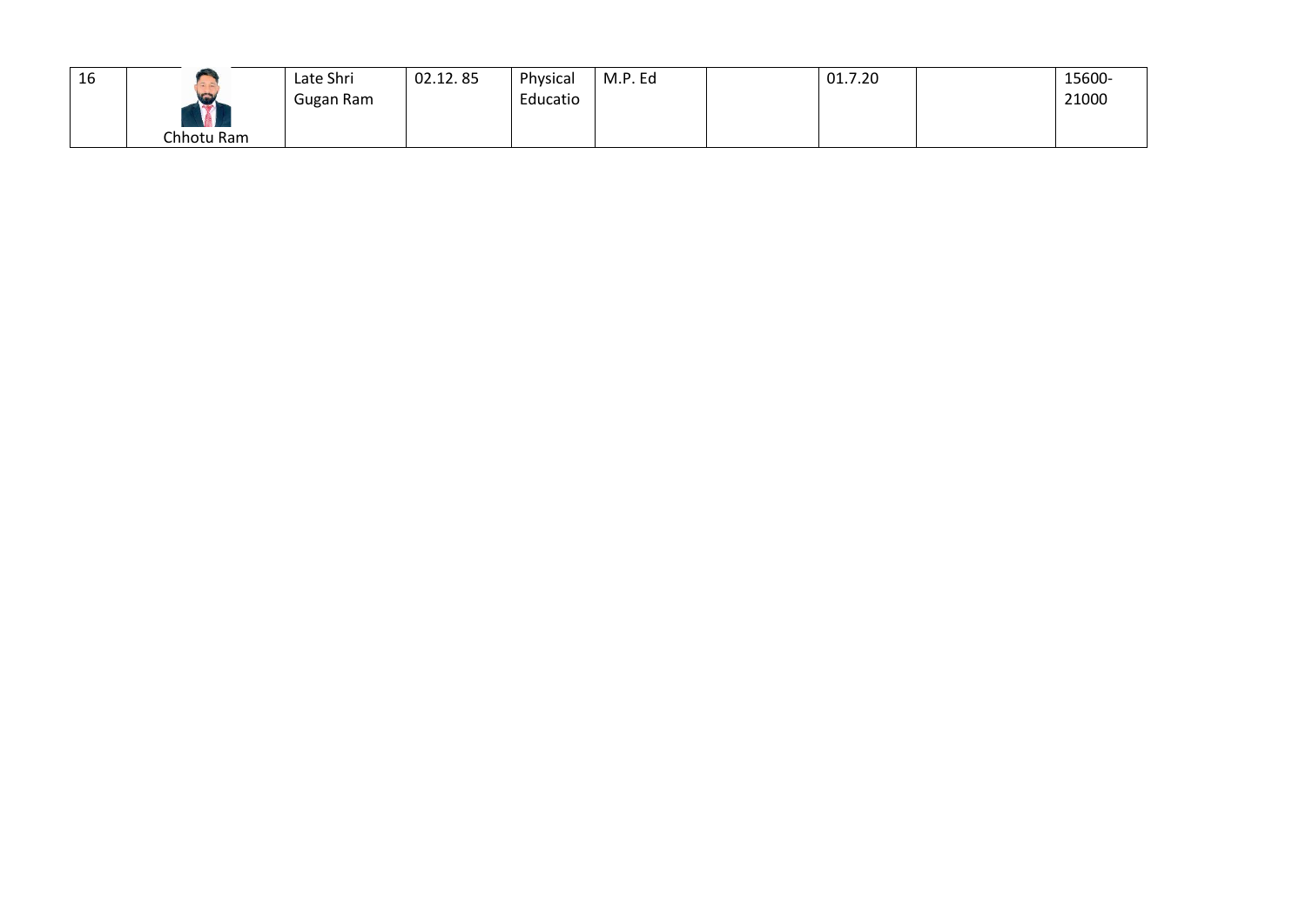| | | | | | | | | | |
|---|---|---|---|---|---|---|---|---|---|
| 16 | Chhotu Ram | Late Shri Gugan Ram | 02.12. 85 | Physical Educatio | M.P. Ed | | 01.7.20 | | 15600-21000 |